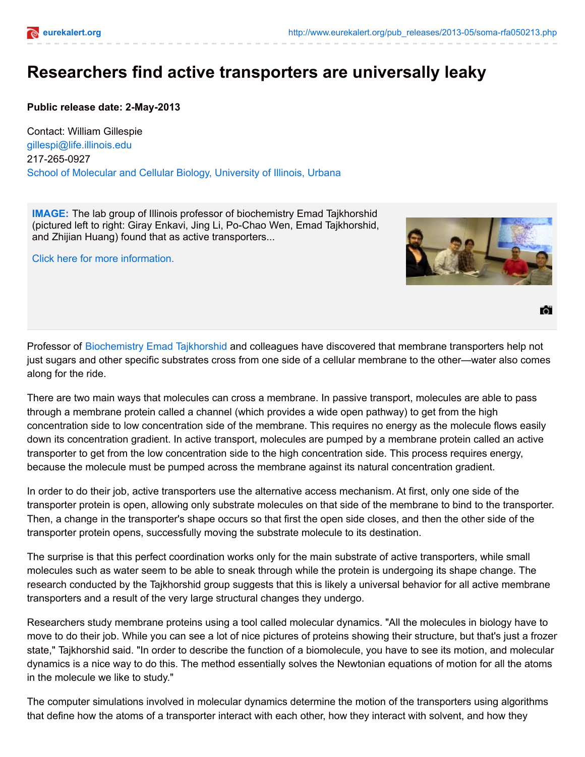# Researchers find active transporters are universally leaky

**Public release date: 2-May-2013**

Contact: William Gillespie
gillespi@life.illinois.edu
217-265-0927
School of Molecular and Cellular Biology, University of Illinois, Urbana

**IMAGE:** The lab group of Illinois professor of biochemistry Emad Tajkhorshid (pictured left to right: Giray Enkavi, Jing Li, Po-Chao Wen, Emad Tajkhorshid, and Zhijian Huang) found that as active transporters...

Click here for more information.

Professor of Biochemistry Emad Tajkhorshid and colleagues have discovered that membrane transporters help not just sugars and other specific substrates cross from one side of a cellular membrane to the other—water also comes along for the ride.

There are two main ways that molecules can cross a membrane. In passive transport, molecules are able to pass through a membrane protein called a channel (which provides a wide open pathway) to get from the high concentration side to low concentration side of the membrane. This requires no energy as the molecule flows easily down its concentration gradient. In active transport, molecules are pumped by a membrane protein called an active transporter to get from the low concentration side to the high concentration side. This process requires energy, because the molecule must be pumped across the membrane against its natural concentration gradient.

In order to do their job, active transporters use the alternative access mechanism. At first, only one side of the transporter protein is open, allowing only substrate molecules on that side of the membrane to bind to the transporter. Then, a change in the transporter's shape occurs so that first the open side closes, and then the other side of the transporter protein opens, successfully moving the substrate molecule to its destination.

The surprise is that this perfect coordination works only for the main substrate of active transporters, while small molecules such as water seem to be able to sneak through while the protein is undergoing its shape change. The research conducted by the Tajkhorshid group suggests that this is likely a universal behavior for all active membrane transporters and a result of the very large structural changes they undergo.

Researchers study membrane proteins using a tool called molecular dynamics. "All the molecules in biology have to move to do their job. While you can see a lot of nice pictures of proteins showing their structure, but that's just a frozen state," Tajkhorshid said. "In order to describe the function of a biomolecule, you have to see its motion, and molecular dynamics is a nice way to do this. The method essentially solves the Newtonian equations of motion for all the atoms in the molecule we like to study."

The computer simulations involved in molecular dynamics determine the motion of the transporters using algorithms that define how the atoms of a transporter interact with each other, how they interact with solvent, and how they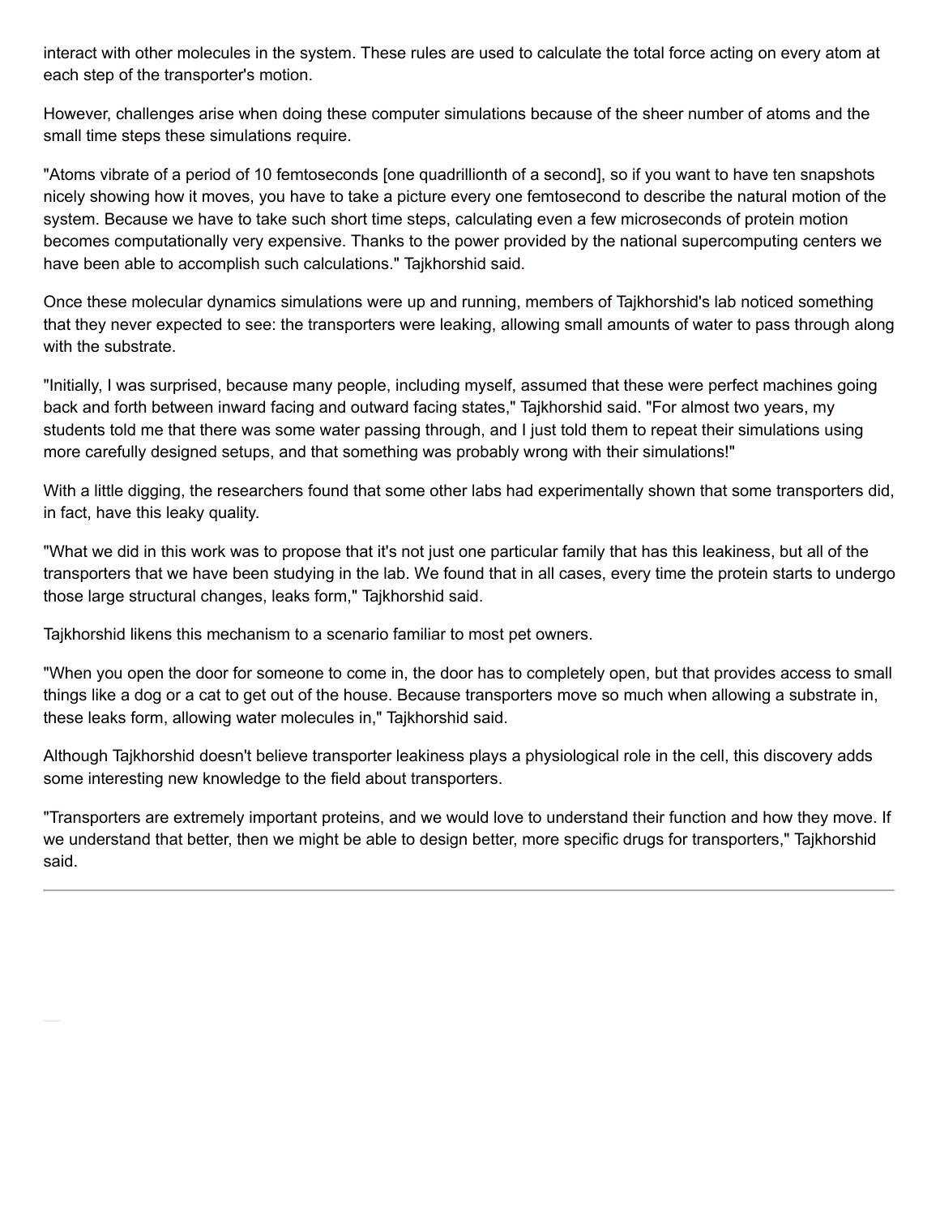interact with other molecules in the system. These rules are used to calculate the total force acting on every atom at each step of the transporter's motion.

However, challenges arise when doing these computer simulations because of the sheer number of atoms and the small time steps these simulations require.

"Atoms vibrate of a period of 10 femtoseconds [one quadrillionth of a second], so if you want to have ten snapshots nicely showing how it moves, you have to take a picture every one femtosecond to describe the natural motion of the system. Because we have to take such short time steps, calculating even a few microseconds of protein motion becomes computationally very expensive. Thanks to the power provided by the national supercomputing centers we have been able to accomplish such calculations." Tajkhorshid said.

Once these molecular dynamics simulations were up and running, members of Tajkhorshid's lab noticed something that they never expected to see: the transporters were leaking, allowing small amounts of water to pass through along with the substrate.

"Initially, I was surprised, because many people, including myself, assumed that these were perfect machines going back and forth between inward facing and outward facing states," Tajkhorshid said. "For almost two years, my students told me that there was some water passing through, and I just told them to repeat their simulations using more carefully designed setups, and that something was probably wrong with their simulations!"

With a little digging, the researchers found that some other labs had experimentally shown that some transporters did, in fact, have this leaky quality.

"What we did in this work was to propose that it's not just one particular family that has this leakiness, but all of the transporters that we have been studying in the lab. We found that in all cases, every time the protein starts to undergo those large structural changes, leaks form," Tajkhorshid said.

Tajkhorshid likens this mechanism to a scenario familiar to most pet owners.

"When you open the door for someone to come in, the door has to completely open, but that provides access to small things like a dog or a cat to get out of the house. Because transporters move so much when allowing a substrate in, these leaks form, allowing water molecules in," Tajkhorshid said.

Although Tajkhorshid doesn't believe transporter leakiness plays a physiological role in the cell, this discovery adds some interesting new knowledge to the field about transporters.

"Transporters are extremely important proteins, and we would love to understand their function and how they move. If we understand that better, then we might be able to design better, more specific drugs for transporters," Tajkhorshid said.